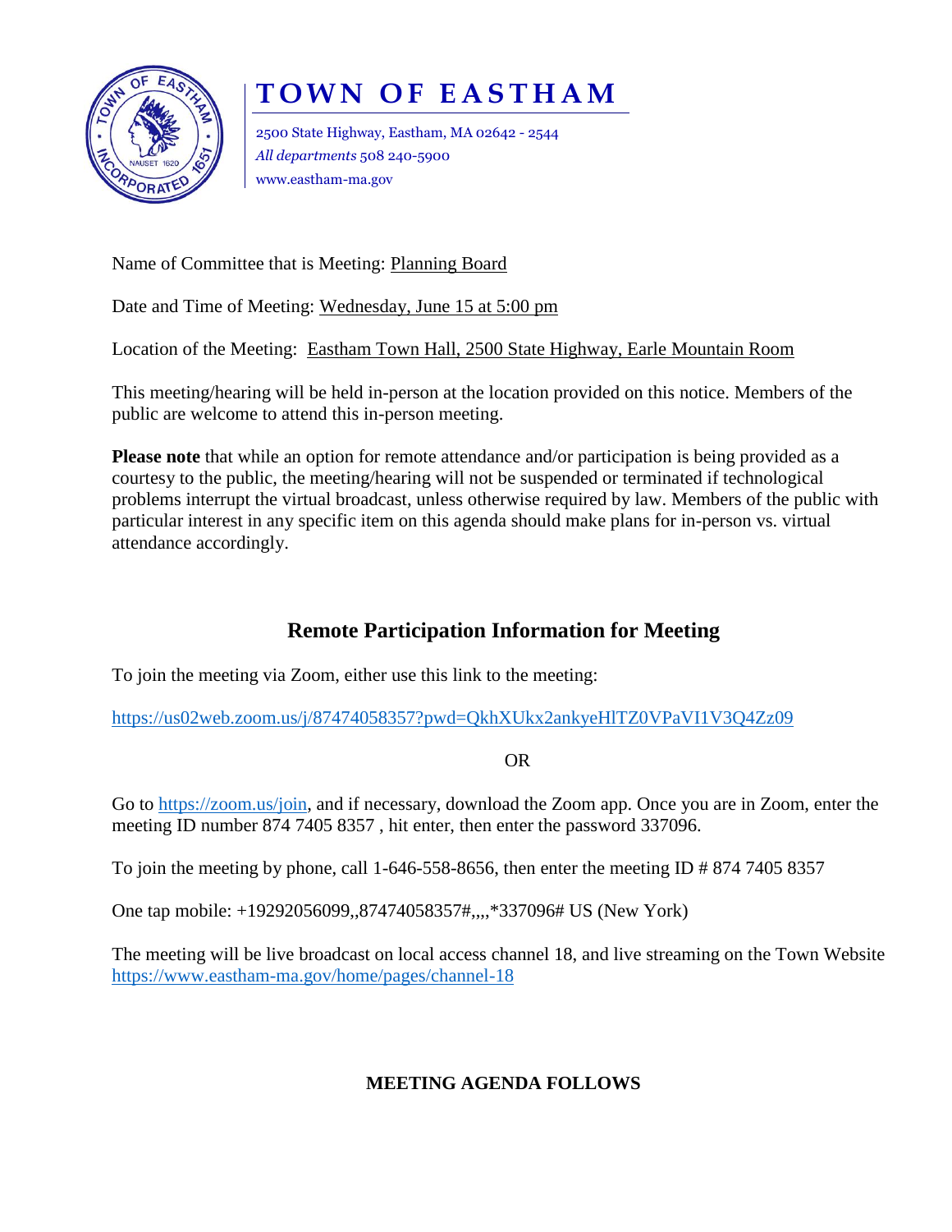# TOWN OF EASTHAM

2500 State Highway, Eastham, MA 02642 - 2544
*All departments* 508 240-5900
www.eastham-ma.gov

Name of Committee that is Meeting: Planning Board

Date and Time of Meeting: Wednesday, June 15 at 5:00 pm

Location of the Meeting: Eastham Town Hall, 2500 State Highway, Earle Mountain Room

This meeting/hearing will be held in-person at the location provided on this notice. Members of the public are welcome to attend this in-person meeting.

**Please note** that while an option for remote attendance and/or participation is being provided as a courtesy to the public, the meeting/hearing will not be suspended or terminated if technological problems interrupt the virtual broadcast, unless otherwise required by law. Members of the public with particular interest in any specific item on this agenda should make plans for in-person vs. virtual attendance accordingly.

## Remote Participation Information for Meeting

To join the meeting via Zoom, either use this link to the meeting:

https://us02web.zoom.us/j/87474058357?pwd=QkhXUkx2ankyeHlTZ0VPaVI1V3Q4Zz09

OR

Go to https://zoom.us/join, and if necessary, download the Zoom app. Once you are in Zoom, enter the meeting ID number 874 7405 8357 , hit enter, then enter the password 337096.

To join the meeting by phone, call 1-646-558-8656, then enter the meeting ID # 874 7405 8357

One tap mobile: +19292056099,,87474058357#,,,,*337096# US (New York)

The meeting will be live broadcast on local access channel 18, and live streaming on the Town Website https://www.eastham-ma.gov/home/pages/channel-18

**MEETING AGENDA FOLLOWS**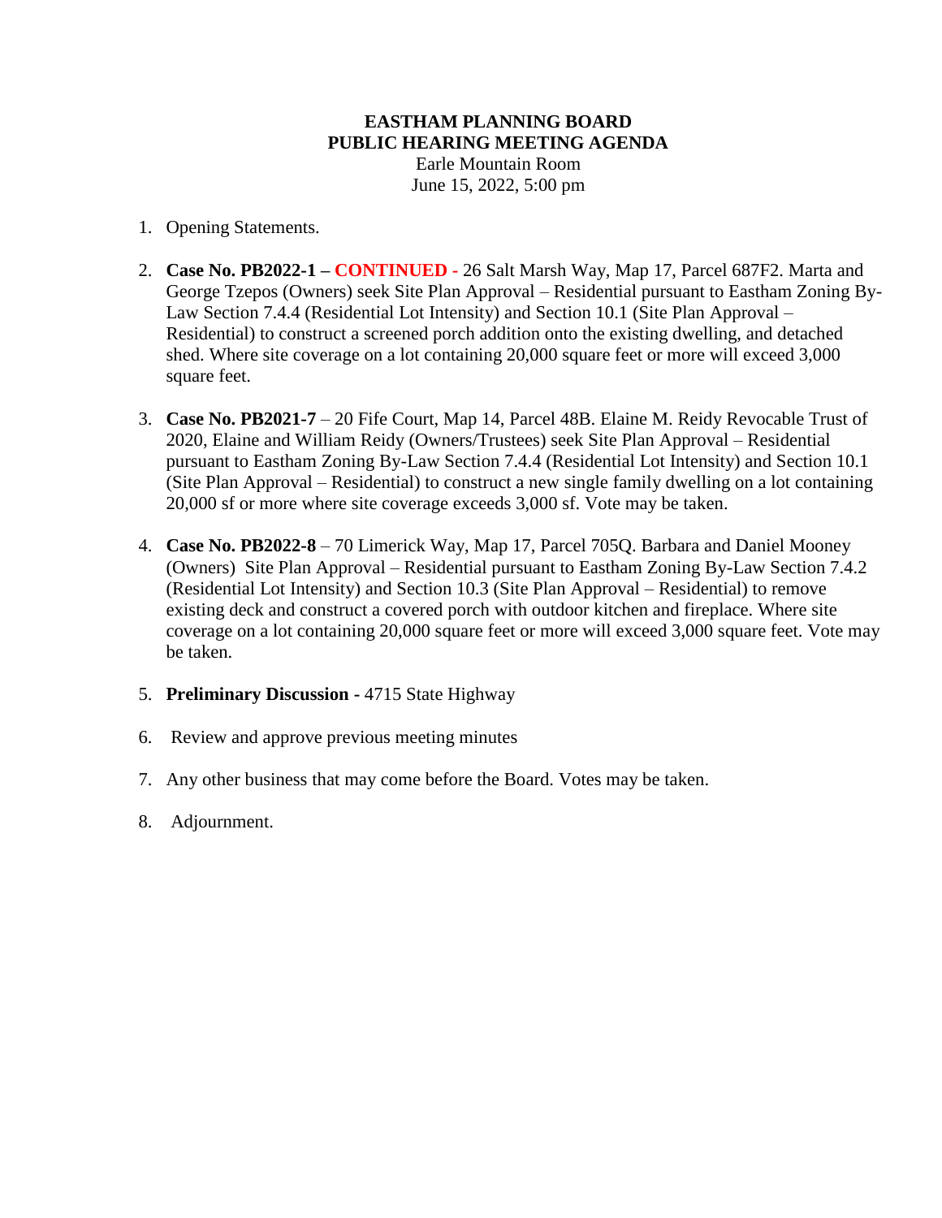**EASTHAM PLANNING BOARD**
**PUBLIC HEARING MEETING AGENDA**
Earle Mountain Room
June 15, 2022, 5:00 pm

1. Opening Statements.

2. **Case No. PB2022-1 – CONTINUED -** 26 Salt Marsh Way, Map 17, Parcel 687F2. Marta and George Tzepos (Owners) seek Site Plan Approval – Residential pursuant to Eastham Zoning By-Law Section 7.4.4 (Residential Lot Intensity) and Section 10.1 (Site Plan Approval – Residential) to construct a screened porch addition onto the existing dwelling, and detached shed. Where site coverage on a lot containing 20,000 square feet or more will exceed 3,000 square feet.

3. **Case No. PB2021-7** – 20 Fife Court, Map 14, Parcel 48B. Elaine M. Reidy Revocable Trust of 2020, Elaine and William Reidy (Owners/Trustees) seek Site Plan Approval – Residential pursuant to Eastham Zoning By-Law Section 7.4.4 (Residential Lot Intensity) and Section 10.1 (Site Plan Approval – Residential) to construct a new single family dwelling on a lot containing 20,000 sf or more where site coverage exceeds 3,000 sf. Vote may be taken.

4. **Case No. PB2022-8** – 70 Limerick Way, Map 17, Parcel 705Q. Barbara and Daniel Mooney (Owners) Site Plan Approval – Residential pursuant to Eastham Zoning By-Law Section 7.4.2 (Residential Lot Intensity) and Section 10.3 (Site Plan Approval – Residential) to remove existing deck and construct a covered porch with outdoor kitchen and fireplace. Where site coverage on a lot containing 20,000 square feet or more will exceed 3,000 square feet. Vote may be taken.

5. **Preliminary Discussion -** 4715 State Highway

6. Review and approve previous meeting minutes

7. Any other business that may come before the Board. Votes may be taken.

8. Adjournment.